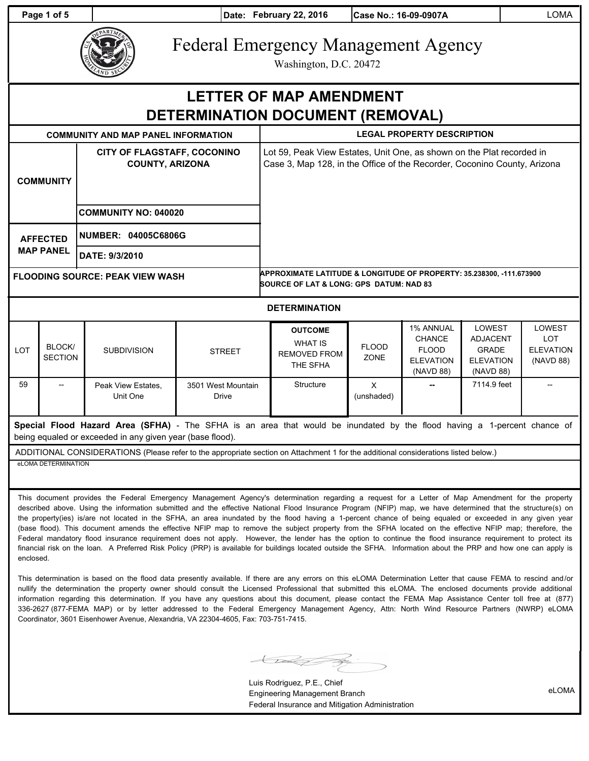Date: February 22, 2016 | Case No.: 16-09-0907A | LOMA

# Federal Emergency Management Agency

Washington, D.C. 20472

## LETTER OF MAP AMENDMENT DETERMINATION DOCUMENT (REMOVAL)

| COMMUNITY AND MAP PANEL INFORMATION | | LEGAL PROPERTY DESCRIPTION |
|---|---|---|
| COMMUNITY | CITY OF FLAGSTAFF, COCONINO COUNTY, ARIZONA | Lot 59, Peak View Estates, Unit One, as shown on the Plat recorded in Case 3, Map 128, in the Office of the Recorder, Coconino County, Arizona |
| | COMMUNITY NO: 040020 | |
| AFFECTED MAP PANEL | NUMBER: 04005C6806G | |
| | DATE: 9/3/2010 | |
| FLOODING SOURCE: PEAK VIEW WASH | | APPROXIMATE LATITUDE & LONGITUDE OF PROPERTY: 35.238300, -111.673900<br>SOURCE OF LAT & LONG: GPS DATUM: NAD 83 |

### DETERMINATION

| LOT | BLOCK/ SECTION | SUBDIVISION | STREET | OUTCOME WHAT IS REMOVED FROM THE SFHA | FLOOD ZONE | 1% ANNUAL CHANCE FLOOD ELEVATION (NAVD 88) | LOWEST ADJACENT GRADE ELEVATION (NAVD 88) | LOWEST LOT ELEVATION (NAVD 88) |
|---|---|---|---|---|---|---|---|---|
| 59 | -- | Peak View Estates, Unit One | 3501 West Mountain Drive | Structure | X (unshaded) | -- | 7114.9 feet | -- |

**Special Flood Hazard Area (SFHA)** - The SFHA is an area that would be inundated by the flood having a 1-percent chance of being equaled or exceeded in any given year (base flood).

ADDITIONAL CONSIDERATIONS (Please refer to the appropriate section on Attachment 1 for the additional considerations listed below.)

eLOMA DETERMINATION

This document provides the Federal Emergency Management Agency's determination regarding a request for a Letter of Map Amendment for the property described above. Using the information submitted and the effective National Flood Insurance Program (NFIP) map, we have determined that the structure(s) on the property(ies) is/are not located in the SFHA, an area inundated by the flood having a 1-percent chance of being equaled or exceeded in any given year (base flood). This document amends the effective NFIP map to remove the subject property from the SFHA located on the effective NFIP map; therefore, the Federal mandatory flood insurance requirement does not apply. However, the lender has the option to continue the flood insurance requirement to protect its financial risk on the loan. A Preferred Risk Policy (PRP) is available for buildings located outside the SFHA. Information about the PRP and how one can apply is enclosed.

This determination is based on the flood data presently available. If there are any errors on this eLOMA Determination Letter that cause FEMA to rescind and/or nullify the determination the property owner should consult the Licensed Professional that submitted this eLOMA. The enclosed documents provide additional information regarding this determination. If you have any questions about this document, please contact the FEMA Map Assistance Center toll free at (877) 336-2627 (877-FEMA MAP) or by letter addressed to the Federal Emergency Management Agency, Attn: North Wind Resource Partners (NWRP) eLOMA Coordinator, 3601 Eisenhower Avenue, Alexandria, VA 22304-4605, Fax: 703-751-7415.

Luis Rodriguez, P.E., Chief
Engineering Management Branch
Federal Insurance and Mitigation Administration

eLOMA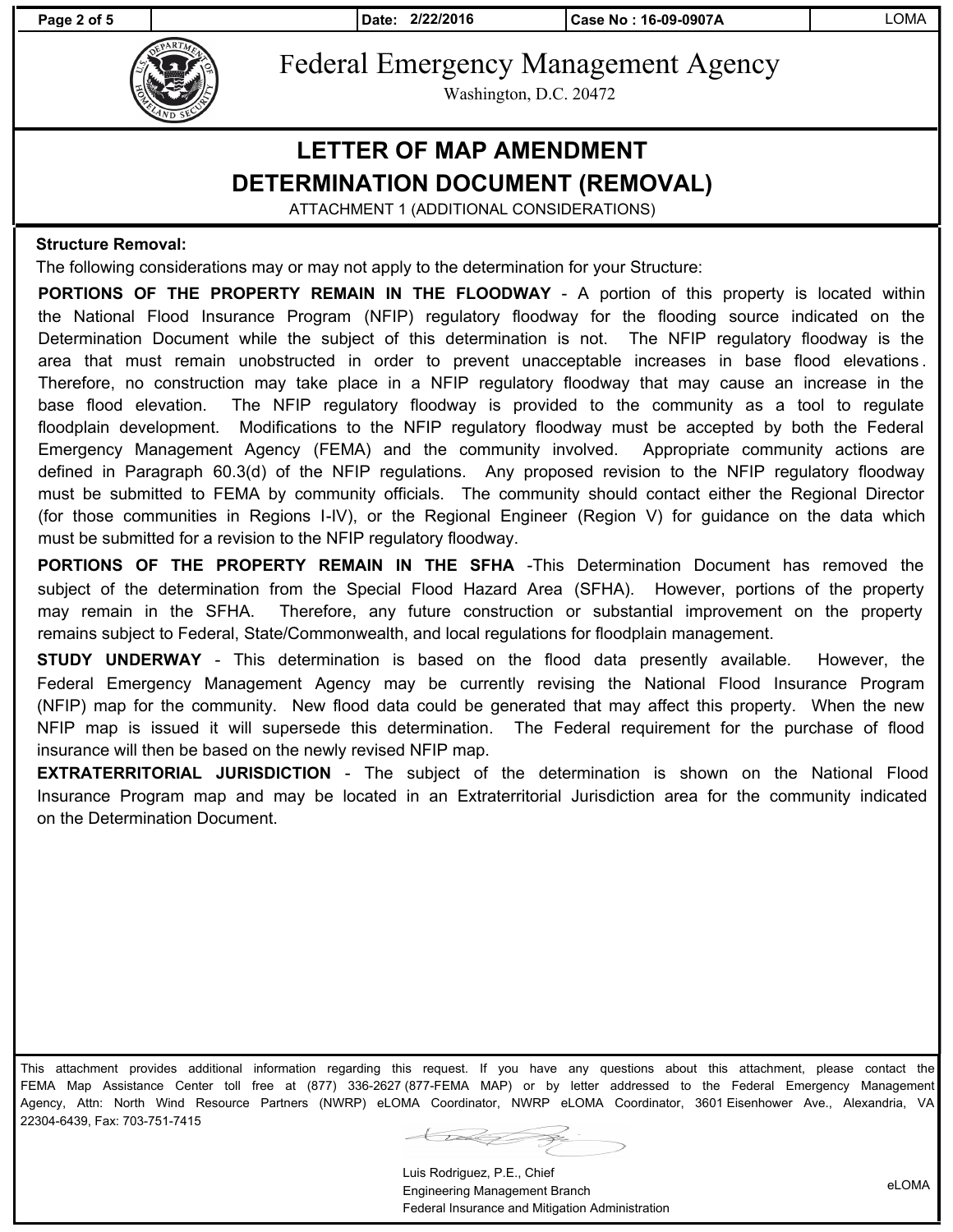Date: 2/22/2016 | Case No : 16-09-0907A | LOMA

# Federal Emergency Management Agency

Washington, D.C. 20472

## LETTER OF MAP AMENDMENT DETERMINATION DOCUMENT (REMOVAL)

ATTACHMENT 1 (ADDITIONAL CONSIDERATIONS)

**Structure Removal:**

The following considerations may or may not apply to the determination for your Structure:

**PORTIONS OF THE PROPERTY REMAIN IN THE FLOODWAY** - A portion of this property is located within the National Flood Insurance Program (NFIP) regulatory floodway for the flooding source indicated on the Determination Document while the subject of this determination is not. The NFIP regulatory floodway is the area that must remain unobstructed in order to prevent unacceptable increases in base flood elevations. Therefore, no construction may take place in a NFIP regulatory floodway that may cause an increase in the base flood elevation. The NFIP regulatory floodway is provided to the community as a tool to regulate floodplain development. Modifications to the NFIP regulatory floodway must be accepted by both the Federal Emergency Management Agency (FEMA) and the community involved. Appropriate community actions are defined in Paragraph 60.3(d) of the NFIP regulations. Any proposed revision to the NFIP regulatory floodway must be submitted to FEMA by community officials. The community should contact either the Regional Director (for those communities in Regions I-IV), or the Regional Engineer (Region V) for guidance on the data which must be submitted for a revision to the NFIP regulatory floodway.

**PORTIONS OF THE PROPERTY REMAIN IN THE SFHA** -This Determination Document has removed the subject of the determination from the Special Flood Hazard Area (SFHA). However, portions of the property may remain in the SFHA. Therefore, any future construction or substantial improvement on the property remains subject to Federal, State/Commonwealth, and local regulations for floodplain management.

**STUDY UNDERWAY** - This determination is based on the flood data presently available. However, the Federal Emergency Management Agency may be currently revising the National Flood Insurance Program (NFIP) map for the community. New flood data could be generated that may affect this property. When the new NFIP map is issued it will supersede this determination. The Federal requirement for the purchase of flood insurance will then be based on the newly revised NFIP map.

**EXTRATERRITORIAL JURISDICTION** - The subject of the determination is shown on the National Flood Insurance Program map and may be located in an Extraterritorial Jurisdiction area for the community indicated on the Determination Document.

This attachment provides additional information regarding this request. If you have any questions about this attachment, please contact the FEMA Map Assistance Center toll free at (877) 336-2627 (877-FEMA MAP) or by letter addressed to the Federal Emergency Management Agency, Attn: North Wind Resource Partners (NWRP) eLOMA Coordinator, NWRP eLOMA Coordinator, 3601 Eisenhower Ave., Alexandria, VA 22304-6439, Fax: 703-751-7415

Luis Rodriguez, P.E., Chief
Engineering Management Branch
Federal Insurance and Mitigation Administration

eLOMA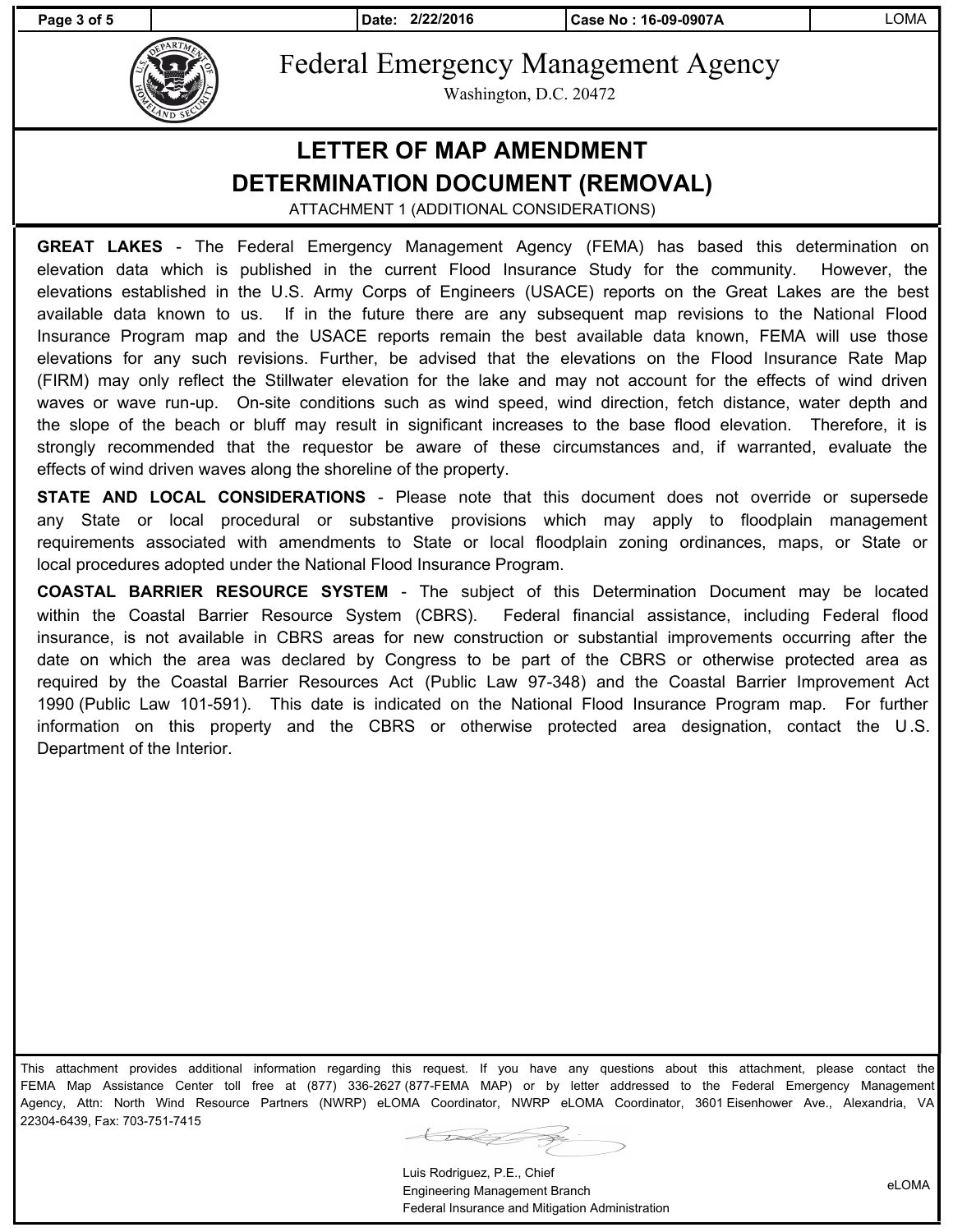# Federal Emergency Management Agency

Washington, D.C. 20472

## LETTER OF MAP AMENDMENT DETERMINATION DOCUMENT (REMOVAL)

ATTACHMENT 1 (ADDITIONAL CONSIDERATIONS)

**GREAT LAKES** - The Federal Emergency Management Agency (FEMA) has based this determination on elevation data which is published in the current Flood Insurance Study for the community. However, the elevations established in the U.S. Army Corps of Engineers (USACE) reports on the Great Lakes are the best available data known to us. If in the future there are any subsequent map revisions to the National Flood Insurance Program map and the USACE reports remain the best available data known, FEMA will use those elevations for any such revisions. Further, be advised that the elevations on the Flood Insurance Rate Map (FIRM) may only reflect the Stillwater elevation for the lake and may not account for the effects of wind driven waves or wave run-up. On-site conditions such as wind speed, wind direction, fetch distance, water depth and the slope of the beach or bluff may result in significant increases to the base flood elevation. Therefore, it is strongly recommended that the requestor be aware of these circumstances and, if warranted, evaluate the effects of wind driven waves along the shoreline of the property.

**STATE AND LOCAL CONSIDERATIONS** - Please note that this document does not override or supersede any State or local procedural or substantive provisions which may apply to floodplain management requirements associated with amendments to State or local floodplain zoning ordinances, maps, or State or local procedures adopted under the National Flood Insurance Program.

**COASTAL BARRIER RESOURCE SYSTEM** - The subject of this Determination Document may be located within the Coastal Barrier Resource System (CBRS). Federal financial assistance, including Federal flood insurance, is not available in CBRS areas for new construction or substantial improvements occurring after the date on which the area was declared by Congress to be part of the CBRS or otherwise protected area as required by the Coastal Barrier Resources Act (Public Law 97-348) and the Coastal Barrier Improvement Act 1990 (Public Law 101-591). This date is indicated on the National Flood Insurance Program map. For further information on this property and the CBRS or otherwise protected area designation, contact the U.S. Department of the Interior.

This attachment provides additional information regarding this request. If you have any questions about this attachment, please contact the FEMA Map Assistance Center toll free at (877) 336-2627 (877-FEMA MAP) or by letter addressed to the Federal Emergency Management Agency, Attn: North Wind Resource Partners (NWRP) eLOMA Coordinator, NWRP eLOMA Coordinator, 3601 Eisenhower Ave., Alexandria, VA 22304-6439, Fax: 703-751-7415

Luis Rodriguez, P.E., Chief
Engineering Management Branch
Federal Insurance and Mitigation Administration

eLOMA